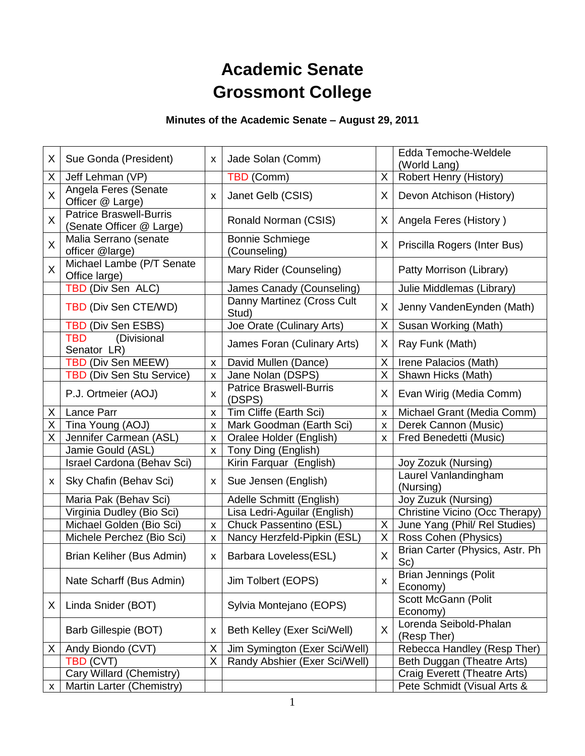# Academic Senate
# Grossmont College

**Minutes of the Academic Senate – August 29, 2011**

| | | | | | |
|---|---|---|---|---|---|
| X | Sue Gonda (President) | x | Jade Solan (Comm) | | Edda Temoche-Weldele (World Lang) |
| X | Jeff Lehman (VP) | | TBD (Comm) | X | Robert Henry (History) |
| X | Angela Feres (Senate Officer @ Large) | x | Janet Gelb (CSIS) | X | Devon Atchison (History) |
| X | Patrice Braswell-Burris (Senate Officer @ Large) | | Ronald Norman (CSIS) | X | Angela Feres (History ) |
| X | Malia Serrano (senate officer @large) | | Bonnie Schmiege (Counseling) | X | Priscilla Rogers (Inter Bus) |
| X | Michael Lambe (P/T Senate Office large) | | Mary Rider (Counseling) | | Patty Morrison (Library) |
| | TBD (Div Sen ALC) | | James Canady (Counseling) | | Julie Middlemas (Library) |
| | TBD (Div Sen CTE/WD) | | Danny Martinez (Cross Cult Stud) | X | Jenny VandenEynden (Math) |
| | TBD (Div Sen ESBS) | | Joe Orate (Culinary Arts) | X | Susan Working (Math) |
| | TBD (Divisional Senator LR) | | James Foran (Culinary Arts) | X | Ray Funk (Math) |
| | TBD (Div Sen MEEW) | x | David Mullen (Dance) | X | Irene Palacios (Math) |
| | TBD (Div Sen Stu Service) | x | Jane Nolan (DSPS) | X | Shawn Hicks (Math) |
| | P.J. Ortmeier (AOJ) | x | Patrice Braswell-Burris (DSPS) | X | Evan Wirig (Media Comm) |
| X | Lance Parr | x | Tim Cliffe (Earth Sci) | x | Michael Grant (Media Comm) |
| X | Tina Young (AOJ) | x | Mark Goodman (Earth Sci) | x | Derek Cannon (Music) |
| X | Jennifer Carmean (ASL) | x | Oralee Holder (English) | x | Fred Benedetti (Music) |
| | Jamie Gould (ASL) | x | Tony Ding (English) | | |
| | Israel Cardona (Behav Sci) | | Kirin Farquar (English) | | Joy Zozuk (Nursing) |
| x | Sky Chafin (Behav Sci) | x | Sue Jensen (English) | | Laurel Vanlandingham (Nursing) |
| | Maria Pak (Behav Sci) | | Adelle Schmitt (English) | | Joy Zuzuk (Nursing) |
| | Virginia Dudley (Bio Sci) | | Lisa Ledri-Aguilar (English) | | Christine Vicino (Occ Therapy) |
| | Michael Golden (Bio Sci) | x | Chuck Passentino (ESL) | X | June Yang (Phil/ Rel Studies) |
| | Michele Perchez (Bio Sci) | x | Nancy Herzfeld-Pipkin (ESL) | X | Ross Cohen (Physics) |
| | Brian Keliher (Bus Admin) | x | Barbara Loveless(ESL) | X | Brian Carter (Physics, Astr. Ph Sc) |
| | Nate Scharff (Bus Admin) | | Jim Tolbert (EOPS) | x | Brian Jennings (Polit Economy) |
| X | Linda Snider (BOT) | | Sylvia Montejano (EOPS) | | Scott McGann (Polit Economy) |
| | Barb Gillespie (BOT) | x | Beth Kelley (Exer Sci/Well) | X | Lorenda Seibold-Phalan (Resp Ther) |
| X | Andy Biondo (CVT) | X | Jim Symington (Exer Sci/Well) | | Rebecca Handley (Resp Ther) |
| | TBD (CVT) | X | Randy Abshier (Exer Sci/Well) | | Beth Duggan (Theatre Arts) |
| | Cary Willard (Chemistry) | | | | Craig Everett (Theatre Arts) |
| x | Martin Larter (Chemistry) | | | | Pete Schmidt (Visual Arts & |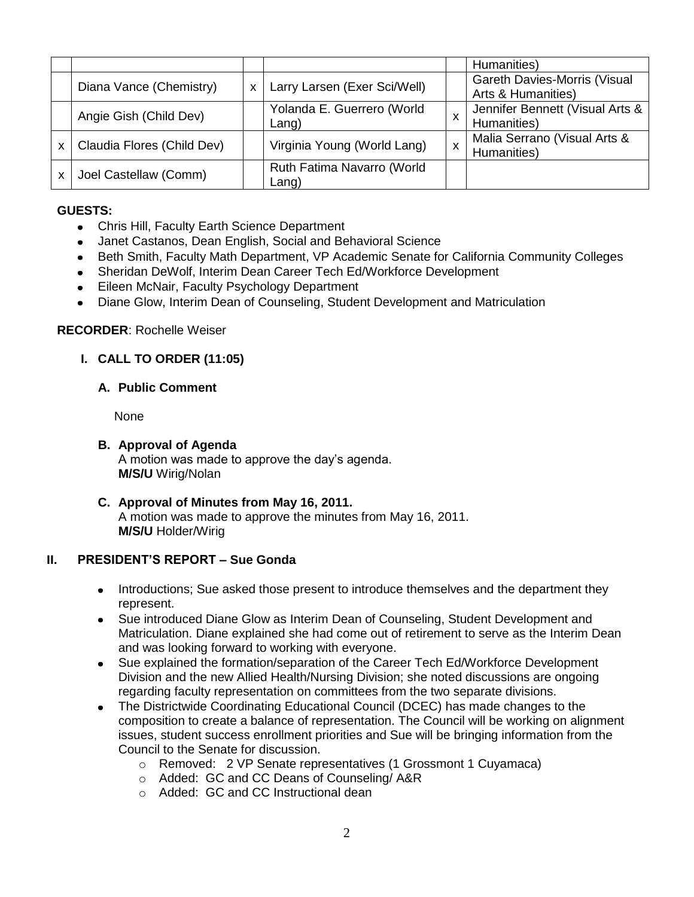| | | | | | |
|---|---|---|---|---|---|
| | | | | | Humanities) |
| | Diana Vance (Chemistry) | x | Larry Larsen (Exer Sci/Well) | | Gareth Davies-Morris (Visual Arts & Humanities) |
| | Angie Gish (Child Dev) | | Yolanda E. Guerrero (World Lang) | x | Jennifer Bennett (Visual Arts & Humanities) |
| x | Claudia Flores (Child Dev) | | Virginia Young (World Lang) | x | Malia Serrano (Visual Arts & Humanities) |
| x | Joel Castellaw (Comm) | | Ruth Fatima Navarro (World Lang) | | |

**GUESTS:**

- Chris Hill, Faculty Earth Science Department
- Janet Castanos, Dean English, Social and Behavioral Science
- Beth Smith, Faculty Math Department, VP Academic Senate for California Community Colleges
- Sheridan DeWolf, Interim Dean Career Tech Ed/Workforce Development
- Eileen McNair, Faculty Psychology Department
- Diane Glow, Interim Dean of Counseling, Student Development and Matriculation

**RECORDER**: Rochelle Weiser

## I. CALL TO ORDER (11:05)

### A. Public Comment

None

### B. Approval of Agenda

A motion was made to approve the day's agenda.
**M/S/U** Wirig/Nolan

### C. Approval of Minutes from May 16, 2011.

A motion was made to approve the minutes from May 16, 2011.
**M/S/U** Holder/Wirig

## II. PRESIDENT'S REPORT – Sue Gonda

- Introductions; Sue asked those present to introduce themselves and the department they represent.
- Sue introduced Diane Glow as Interim Dean of Counseling, Student Development and Matriculation. Diane explained she had come out of retirement to serve as the Interim Dean and was looking forward to working with everyone.
- Sue explained the formation/separation of the Career Tech Ed/Workforce Development Division and the new Allied Health/Nursing Division; she noted discussions are ongoing regarding faculty representation on committees from the two separate divisions.
- The Districtwide Coordinating Educational Council (DCEC) has made changes to the composition to create a balance of representation. The Council will be working on alignment issues, student success enrollment priorities and Sue will be bringing information from the Council to the Senate for discussion.
  - Removed: 2 VP Senate representatives (1 Grossmont 1 Cuyamaca)
  - Added: GC and CC Deans of Counseling/ A&R
  - Added: GC and CC Instructional dean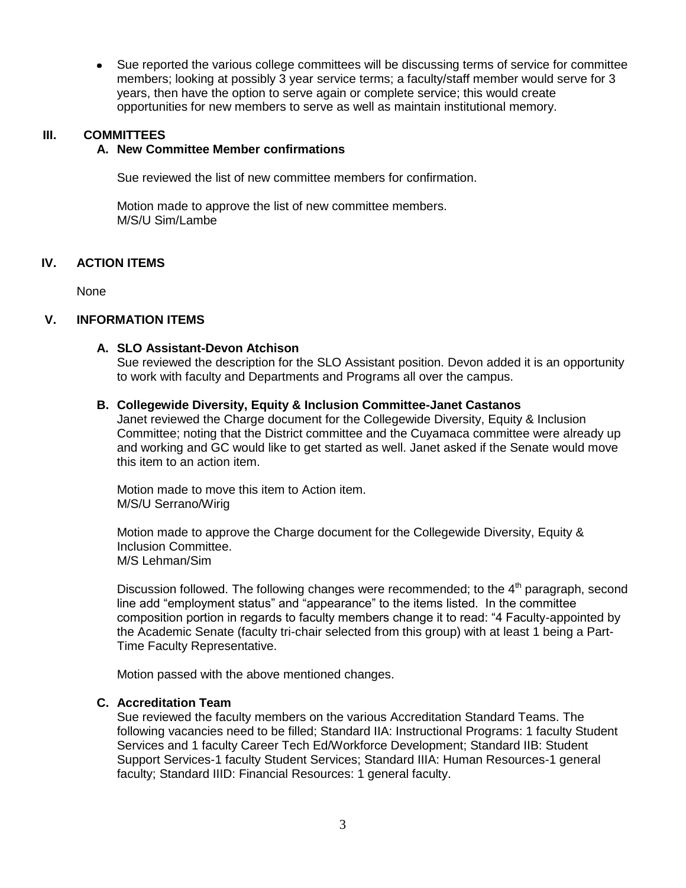- Sue reported the various college committees will be discussing terms of service for committee members; looking at possibly 3 year service terms; a faculty/staff member would serve for 3 years, then have the option to serve again or complete service; this would create opportunities for new members to serve as well as maintain institutional memory.

## III. COMMITTEES

### A. New Committee Member confirmations

Sue reviewed the list of new committee members for confirmation.

Motion made to approve the list of new committee members.
M/S/U Sim/Lambe

## IV. ACTION ITEMS

None

## V. INFORMATION ITEMS

### A. SLO Assistant-Devon Atchison

Sue reviewed the description for the SLO Assistant position. Devon added it is an opportunity to work with faculty and Departments and Programs all over the campus.

### B. Collegewide Diversity, Equity & Inclusion Committee-Janet Castanos

Janet reviewed the Charge document for the Collegewide Diversity, Equity & Inclusion Committee; noting that the District committee and the Cuyamaca committee were already up and working and GC would like to get started as well. Janet asked if the Senate would move this item to an action item.

Motion made to move this item to Action item.
M/S/U Serrano/Wirig

Motion made to approve the Charge document for the Collegewide Diversity, Equity & Inclusion Committee.
M/S Lehman/Sim

Discussion followed. The following changes were recommended; to the 4th paragraph, second line add "employment status" and "appearance" to the items listed. In the committee composition portion in regards to faculty members change it to read: "4 Faculty-appointed by the Academic Senate (faculty tri-chair selected from this group) with at least 1 being a Part-Time Faculty Representative.

Motion passed with the above mentioned changes.

### C. Accreditation Team

Sue reviewed the faculty members on the various Accreditation Standard Teams. The following vacancies need to be filled; Standard IIA: Instructional Programs: 1 faculty Student Services and 1 faculty Career Tech Ed/Workforce Development; Standard IIB: Student Support Services-1 faculty Student Services; Standard IIIA: Human Resources-1 general faculty; Standard IIID: Financial Resources: 1 general faculty.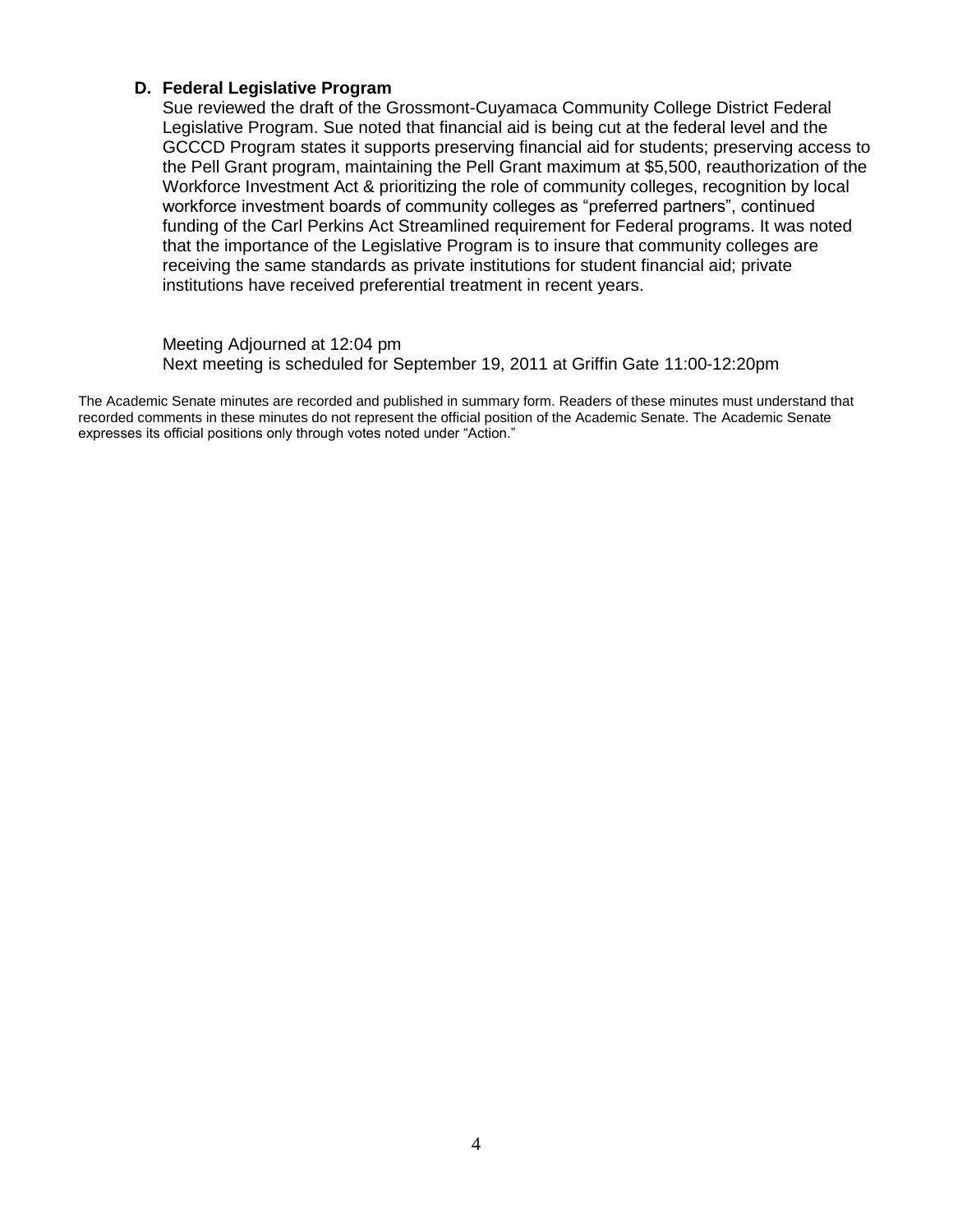**D. Federal Legislative Program**

Sue reviewed the draft of the Grossmont-Cuyamaca Community College District Federal Legislative Program. Sue noted that financial aid is being cut at the federal level and the GCCCD Program states it supports preserving financial aid for students; preserving access to the Pell Grant program, maintaining the Pell Grant maximum at $5,500, reauthorization of the Workforce Investment Act & prioritizing the role of community colleges, recognition by local workforce investment boards of community colleges as "preferred partners", continued funding of the Carl Perkins Act Streamlined requirement for Federal programs. It was noted that the importance of the Legislative Program is to insure that community colleges are receiving the same standards as private institutions for student financial aid; private institutions have received preferential treatment in recent years.

Meeting Adjourned at 12:04 pm
Next meeting is scheduled for September 19, 2011 at Griffin Gate 11:00-12:20pm

The Academic Senate minutes are recorded and published in summary form. Readers of these minutes must understand that recorded comments in these minutes do not represent the official position of the Academic Senate. The Academic Senate expresses its official positions only through votes noted under "Action."